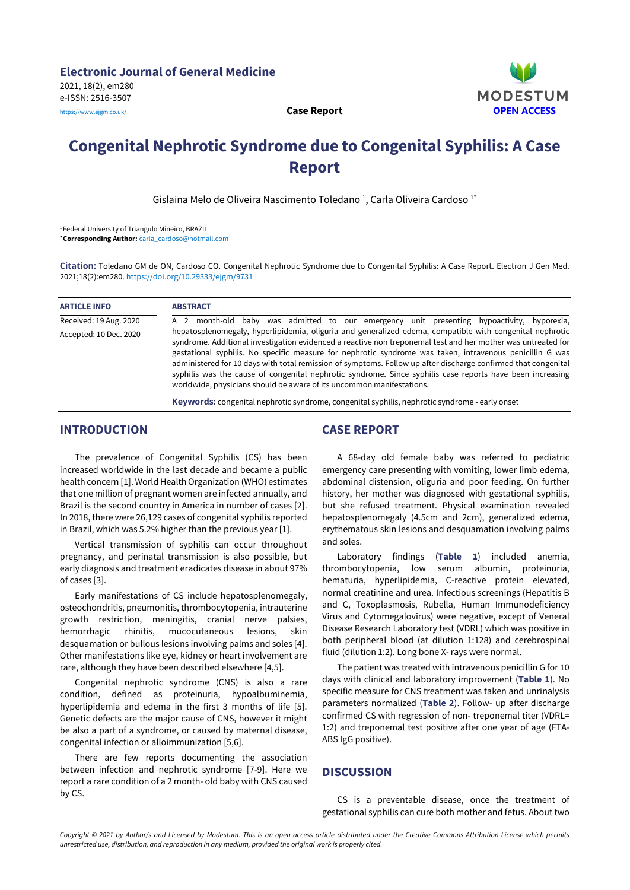# Congenital Nephrotic Syndrome due to Congenital Syphilis: A Case Report

Gislaina Melo de Oliveira Nascimento Toledano [1], Carla Oliveira Cardoso [1*]

[1] Federal University of Triangulo Mineiro, BRAZIL

*Corresponding Author: carla_cardoso@hotmail.com

**Citation:** Toledano GM de ON, Cardoso CO. Congenital Nephrotic Syndrome due to Congenital Syphilis: A Case Report. Electron J Gen Med. 2021;18(2):em280. https://doi.org/10.29333/ejgm/9731

**ARTICLE INFO**

Received: 19 Aug. 2020

Accepted: 10 Dec. 2020

**ABSTRACT**

A 2 month-old baby was admitted to our emergency unit presenting hypoactivity, hyporexia, hepatosplenomegaly, hyperlipidemia, oliguria and generalized edema, compatible with congenital nephrotic syndrome. Additional investigation evidenced a reactive non treponemal test and her mother was untreated for gestational syphilis. No specific measure for nephrotic syndrome was taken, intravenous penicillin G was administered for 10 days with total remission of symptoms. Follow up after discharge confirmed that congenital syphilis was the cause of congenital nephrotic syndrome. Since syphilis case reports have been increasing worldwide, physicians should be aware of its uncommon manifestations.

**Keywords:** congenital nephrotic syndrome, congenital syphilis, nephrotic syndrome - early onset

## INTRODUCTION

The prevalence of Congenital Syphilis (CS) has been increased worldwide in the last decade and became a public health concern [1]. World Health Organization (WHO) estimates that one million of pregnant women are infected annually, and Brazil is the second country in America in number of cases [2]. In 2018, there were 26,129 cases of congenital syphilis reported in Brazil, which was 5.2% higher than the previous year [1].

Vertical transmission of syphilis can occur throughout pregnancy, and perinatal transmission is also possible, but early diagnosis and treatment eradicates disease in about 97% of cases [3].

Early manifestations of CS include hepatosplenomegaly, osteochondritis, pneumonitis, thrombocytopenia, intrauterine growth restriction, meningitis, cranial nerve palsies, hemorrhagic rhinitis, mucocutaneous lesions, skin desquamation or bullous lesions involving palms and soles [4]. Other manifestations like eye, kidney or heart involvement are rare, although they have been described elsewhere [4,5].

Congenital nephrotic syndrome (CNS) is also a rare condition, defined as proteinuria, hypoalbuminemia, hyperlipidemia and edema in the first 3 months of life [5]. Genetic defects are the major cause of CNS, however it might be also a part of a syndrome, or caused by maternal disease, congenital infection or alloimmunization [5,6].

There are few reports documenting the association between infection and nephrotic syndrome [7-9]. Here we report a rare condition of a 2 month- old baby with CNS caused by CS.

## CASE REPORT

A 68-day old female baby was referred to pediatric emergency care presenting with vomiting, lower limb edema, abdominal distension, oliguria and poor feeding. On further history, her mother was diagnosed with gestational syphilis, but she refused treatment. Physical examination revealed hepatosplenomegaly (4.5cm and 2cm), generalized edema, erythematous skin lesions and desquamation involving palms and soles.

Laboratory findings (**Table 1**) included anemia, thrombocytopenia, low serum albumin, proteinuria, hematuria, hyperlipidemia, C-reactive protein elevated, normal creatinine and urea. Infectious screenings (Hepatitis B and C, Toxoplasmosis, Rubella, Human Immunodeficiency Virus and Cytomegalovirus) were negative, except of Veneral Disease Research Laboratory test (VDRL) which was positive in both peripheral blood (at dilution 1:128) and cerebrospinal fluid (dilution 1:2). Long bone X- rays were normal.

The patient was treated with intravenous penicillin G for 10 days with clinical and laboratory improvement (**Table 1**). No specific measure for CNS treatment was taken and unrinalysis parameters normalized (**Table 2**). Follow- up after discharge confirmed CS with regression of non- treponemal titer (VDRL= 1:2) and treponemal test positive after one year of age (FTA-ABS IgG positive).

## DISCUSSION

CS is a preventable disease, once the treatment of gestational syphilis can cure both mother and fetus. About two

*Copyright © 2021 by Author/s and Licensed by Modestum. This is an open access article distributed under the Creative Commons Attribution License which permits unrestricted use, distribution, and reproduction in any medium, provided the original work is properly cited.*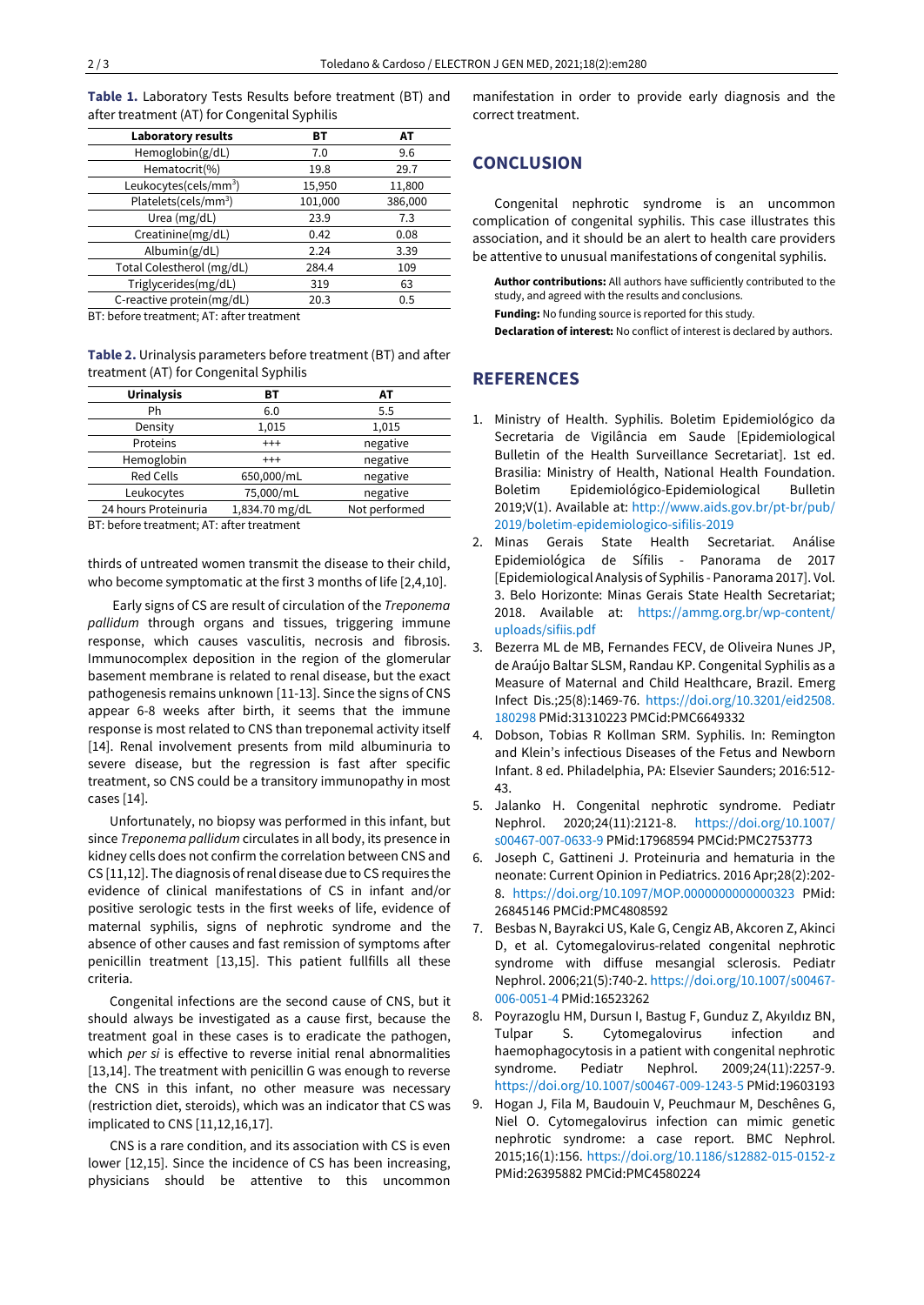**Table 1.** Laboratory Tests Results before treatment (BT) and after treatment (AT) for Congenital Syphilis

| Laboratory results | BT | AT |
|---|---|---|
| Hemoglobin(g/dL) | 7.0 | 9.6 |
| Hematocrit(%) | 19.8 | 29.7 |
| Leukocytes(cels/mm$^3$) | 15,950 | 11,800 |
| Platelets(cels/mm$^3$) | 101,000 | 386,000 |
| Urea (mg/dL) | 23.9 | 7.3 |
| Creatinine(mg/dL) | 0.42 | 0.08 |
| Albumin(g/dL) | 2.24 | 3.39 |
| Total Colestherol (mg/dL) | 284.4 | 109 |
| Triglycerides(mg/dL) | 319 | 63 |
| C-reactive protein(mg/dL) | 20.3 | 0.5 |

BT: before treatment; AT: after treatment

**Table 2.** Urinalysis parameters before treatment (BT) and after treatment (AT) for Congenital Syphilis

| Urinalysis | BT | AT |
|---|---|---|
| Ph | 6.0 | 5.5 |
| Density | 1,015 | 1,015 |
| Proteins | +++ | negative |
| Hemoglobin | +++ | negative |
| Red Cells | 650,000/mL | negative |
| Leukocytes | 75,000/mL | negative |
| 24 hours Proteinuria | 1,834.70 mg/dL | Not performed |

BT: before treatment; AT: after treatment

thirds of untreated women transmit the disease to their child, who become symptomatic at the first 3 months of life [2,4,10].

Early signs of CS are result of circulation of the *Treponema pallidum* through organs and tissues, triggering immune response, which causes vasculitis, necrosis and fibrosis. Immunocomplex deposition in the region of the glomerular basement membrane is related to renal disease, but the exact pathogenesis remains unknown [11-13]. Since the signs of CNS appear 6-8 weeks after birth, it seems that the immune response is most related to CNS than treponemal activity itself [14]. Renal involvement presents from mild albuminuria to severe disease, but the regression is fast after specific treatment, so CNS could be a transitory immunopathy in most cases [14].

Unfortunately, no biopsy was performed in this infant, but since *Treponema pallidum* circulates in all body, its presence in kidney cells does not confirm the correlation between CNS and CS [11,12]. The diagnosis of renal disease due to CS requires the evidence of clinical manifestations of CS in infant and/or positive serologic tests in the first weeks of life, evidence of maternal syphilis, signs of nephrotic syndrome and the absence of other causes and fast remission of symptoms after penicillin treatment [13,15]. This patient fullfills all these criteria.

Congenital infections are the second cause of CNS, but it should always be investigated as a cause first, because the treatment goal in these cases is to eradicate the pathogen, which *per si* is effective to reverse initial renal abnormalities [13,14]. The treatment with penicillin G was enough to reverse the CNS in this infant, no other measure was necessary (restriction diet, steroids), which was an indicator that CS was implicated to CNS [11,12,16,17].

CNS is a rare condition, and its association with CS is even lower [12,15]. Since the incidence of CS has been increasing, physicians should be attentive to this uncommon manifestation in order to provide early diagnosis and the correct treatment.

## CONCLUSION

Congenital nephrotic syndrome is an uncommon complication of congenital syphilis. This case illustrates this association, and it should be an alert to health care providers be attentive to unusual manifestations of congenital syphilis.

**Author contributions:** All authors have sufficiently contributed to the study, and agreed with the results and conclusions.

**Funding:** No funding source is reported for this study.

**Declaration of interest:** No conflict of interest is declared by authors.

## REFERENCES

1. Ministry of Health. Syphilis. Boletim Epidemiológico da Secretaria de Vigilância em Saude [Epidemiological Bulletin of the Health Surveillance Secretariat]. 1st ed. Brasilia: Ministry of Health, National Health Foundation. Boletim Epidemiológico-Epidemiological Bulletin 2019;V(1). Available at: http://www.aids.gov.br/pt-br/pub/2019/boletim-epidemiologico-sifilis-2019
2. Minas Gerais State Health Secretariat. Análise Epidemiológica de Sífilis - Panorama de 2017 [Epidemiological Analysis of Syphilis - Panorama 2017]. Vol. 3. Belo Horizonte: Minas Gerais State Health Secretariat; 2018. Available at: https://ammg.org.br/wp-content/uploads/sifiis.pdf
3. Bezerra ML de MB, Fernandes FECV, de Oliveira Nunes JP, de Araújo Baltar SLSM, Randau KP. Congenital Syphilis as a Measure of Maternal and Child Healthcare, Brazil. Emerg Infect Dis.;25(8):1469-76. https://doi.org/10.3201/eid2508.180298 PMid:31310223 PMCid:PMC6649332
4. Dobson, Tobias R Kollman SRM. Syphilis. In: Remington and Klein's infectious Diseases of the Fetus and Newborn Infant. 8 ed. Philadelphia, PA: Elsevier Saunders; 2016:512-43.
5. Jalanko H. Congenital nephrotic syndrome. Pediatr Nephrol. 2020;24(11):2121-8. https://doi.org/10.1007/s00467-007-0633-9 PMid:17968594 PMCid:PMC2753773
6. Joseph C, Gattineni J. Proteinuria and hematuria in the neonate: Current Opinion in Pediatrics. 2016 Apr;28(2):202-8. https://doi.org/10.1097/MOP.0000000000000323 PMid:26845146 PMCid:PMC4808592
7. Besbas N, Bayrakci US, Kale G, Cengiz AB, Akcoren Z, Akinci D, et al. Cytomegalovirus-related congenital nephrotic syndrome with diffuse mesangial sclerosis. Pediatr Nephrol. 2006;21(5):740-2. https://doi.org/10.1007/s00467-006-0051-4 PMid:16523262
8. Poyrazoglu HM, Dursun I, Bastug F, Gunduz Z, Akyıldız BN, Tulpar S. Cytomegalovirus infection and haemophagocytosis in a patient with congenital nephrotic syndrome. Pediatr Nephrol. 2009;24(11):2257-9. https://doi.org/10.1007/s00467-009-1243-5 PMid:19603193
9. Hogan J, Fila M, Baudouin V, Peuchmaur M, Deschênes G, Niel O. Cytomegalovirus infection can mimic genetic nephrotic syndrome: a case report. BMC Nephrol. 2015;16(1):156. https://doi.org/10.1186/s12882-015-0152-z PMid:26395882 PMCid:PMC4580224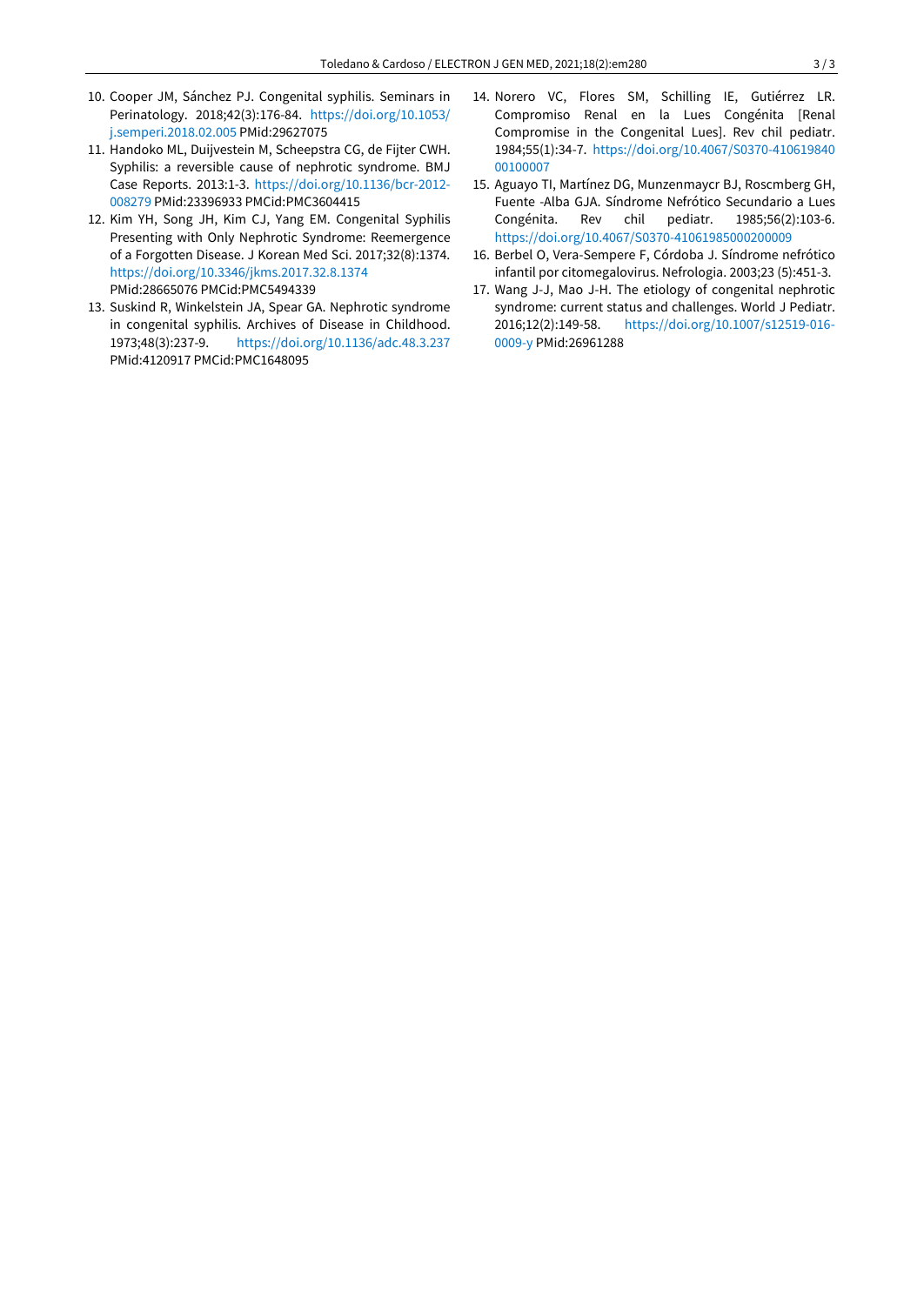10. Cooper JM, Sánchez PJ. Congenital syphilis. Seminars in Perinatology. 2018;42(3):176-84. https://doi.org/10.1053/j.semperi.2018.02.005 PMid:29627075
11. Handoko ML, Duijvestein M, Scheepstra CG, de Fijter CWH. Syphilis: a reversible cause of nephrotic syndrome. BMJ Case Reports. 2013:1-3. https://doi.org/10.1136/bcr-2012-008279 PMid:23396933 PMCid:PMC3604415
12. Kim YH, Song JH, Kim CJ, Yang EM. Congenital Syphilis Presenting with Only Nephrotic Syndrome: Reemergence of a Forgotten Disease. J Korean Med Sci. 2017;32(8):1374. https://doi.org/10.3346/jkms.2017.32.8.1374 PMid:28665076 PMCid:PMC5494339
13. Suskind R, Winkelstein JA, Spear GA. Nephrotic syndrome in congenital syphilis. Archives of Disease in Childhood. 1973;48(3):237-9. https://doi.org/10.1136/adc.48.3.237 PMid:4120917 PMCid:PMC1648095
14. Norero VC, Flores SM, Schilling IE, Gutiérrez LR. Compromiso Renal en la Lues Congénita [Renal Compromise in the Congenital Lues]. Rev chil pediatr. 1984;55(1):34-7. https://doi.org/10.4067/S0370-41061984000100007
15. Aguayo TI, Martínez DG, Munzenmaycr BJ, Roscmberg GH, Fuente -Alba GJA. Síndrome Nefrótico Secundario a Lues Congénita. Rev chil pediatr. 1985;56(2):103-6. https://doi.org/10.4067/S0370-41061985000200009
16. Berbel O, Vera-Sempere F, Córdoba J. Síndrome nefrótico infantil por citomegalovirus. Nefrologia. 2003;23 (5):451-3.
17. Wang J-J, Mao J-H. The etiology of congenital nephrotic syndrome: current status and challenges. World J Pediatr. 2016;12(2):149-58. https://doi.org/10.1007/s12519-016-0009-y PMid:26961288